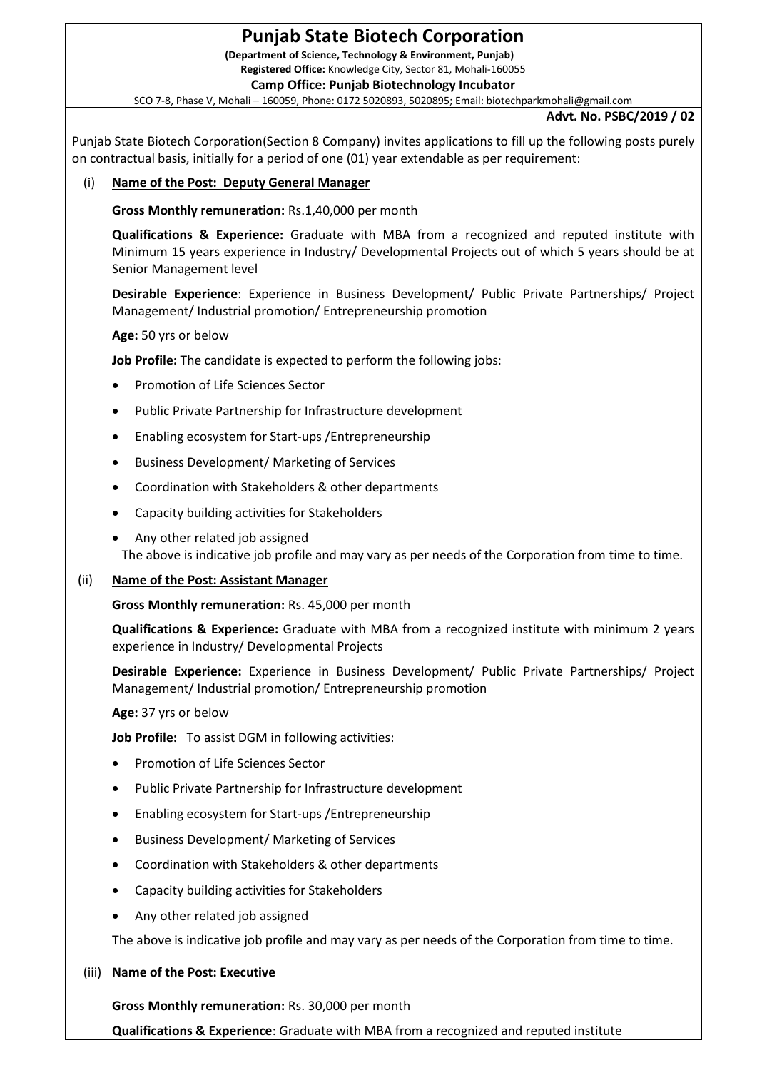# Punjab State Biotech Corporation

**(Department of Science, Technology & Environment, Punjab)**

**Registered Office:** Knowledge City, Sector 81, Mohali-160055

**Camp Office: Punjab Biotechnology Incubator**

SCO 7-8, Phase V, Mohali – 160059, Phone: 0172 5020893, 5020895; Email: biotechparkmohali@gmail.com

**Advt. No. PSBC/2019 / 02**

Punjab State Biotech Corporation(Section 8 Company) invites applications to fill up the following posts purely on contractual basis, initially for a period of one (01) year extendable as per requirement:

(i) **Name of the Post: Deputy General Manager**

**Gross Monthly remuneration:** Rs.1,40,000 per month

**Qualifications & Experience:** Graduate with MBA from a recognized and reputed institute with Minimum 15 years experience in Industry/ Developmental Projects out of which 5 years should be at Senior Management level

**Desirable Experience**: Experience in Business Development/ Public Private Partnerships/ Project Management/ Industrial promotion/ Entrepreneurship promotion

**Age:** 50 yrs or below

**Job Profile:** The candidate is expected to perform the following jobs:

- Promotion of Life Sciences Sector
- Public Private Partnership for Infrastructure development
- Enabling ecosystem for Start-ups /Entrepreneurship
- Business Development/ Marketing of Services
- Coordination with Stakeholders & other departments
- Capacity building activities for Stakeholders
- Any other related job assigned

The above is indicative job profile and may vary as per needs of the Corporation from time to time.

(ii) **Name of the Post: Assistant Manager**

**Gross Monthly remuneration:** Rs. 45,000 per month

**Qualifications & Experience:** Graduate with MBA from a recognized institute with minimum 2 years experience in Industry/ Developmental Projects

**Desirable Experience:** Experience in Business Development/ Public Private Partnerships/ Project Management/ Industrial promotion/ Entrepreneurship promotion

**Age:** 37 yrs or below

**Job Profile:** To assist DGM in following activities:

- Promotion of Life Sciences Sector
- Public Private Partnership for Infrastructure development
- Enabling ecosystem for Start-ups /Entrepreneurship
- Business Development/ Marketing of Services
- Coordination with Stakeholders & other departments
- Capacity building activities for Stakeholders
- Any other related job assigned

The above is indicative job profile and may vary as per needs of the Corporation from time to time.

(iii) **Name of the Post: Executive**

**Gross Monthly remuneration:** Rs. 30,000 per month

**Qualifications & Experience**: Graduate with MBA from a recognized and reputed institute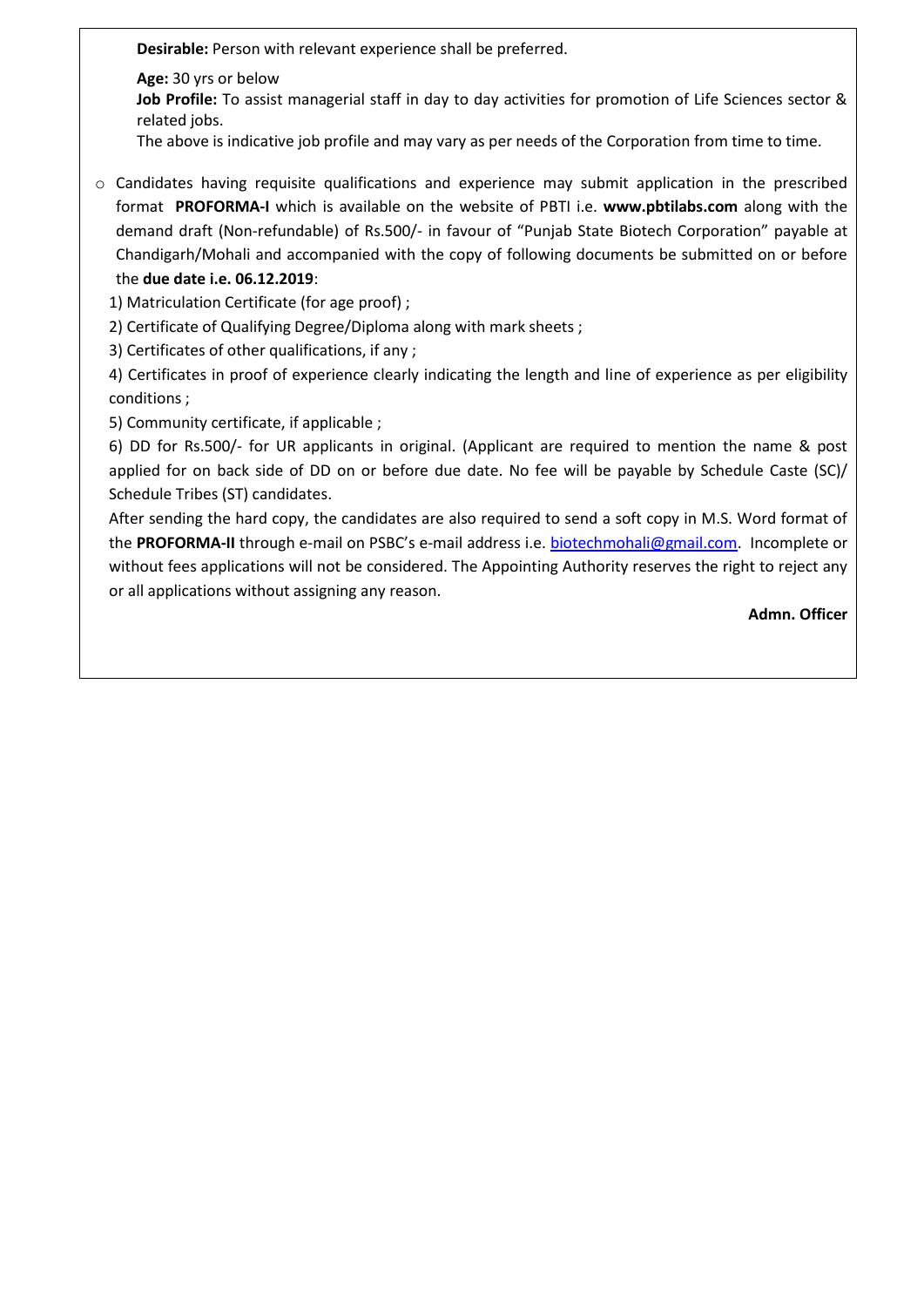**Desirable:** Person with relevant experience shall be preferred.

**Age:** 30 yrs or below

**Job Profile:** To assist managerial staff in day to day activities for promotion of Life Sciences sector & related jobs.

The above is indicative job profile and may vary as per needs of the Corporation from time to time.

- Candidates having requisite qualifications and experience may submit application in the prescribed format **PROFORMA-I** which is available on the website of PBTI i.e. **www.pbtilabs.com** along with the demand draft (Non-refundable) of Rs.500/- in favour of "Punjab State Biotech Corporation" payable at Chandigarh/Mohali and accompanied with the copy of following documents be submitted on or before the **due date i.e. 06.12.2019**:

1) Matriculation Certificate (for age proof) ;

2) Certificate of Qualifying Degree/Diploma along with mark sheets ;

3) Certificates of other qualifications, if any ;

4) Certificates in proof of experience clearly indicating the length and line of experience as per eligibility conditions ;

5) Community certificate, if applicable ;

6) DD for Rs.500/- for UR applicants in original. (Applicant are required to mention the name & post applied for on back side of DD on or before due date. No fee will be payable by Schedule Caste (SC)/ Schedule Tribes (ST) candidates.

After sending the hard copy, the candidates are also required to send a soft copy in M.S. Word format of the **PROFORMA-II** through e-mail on PSBC's e-mail address i.e. biotechmohali@gmail.com. Incomplete or without fees applications will not be considered. The Appointing Authority reserves the right to reject any or all applications without assigning any reason.

**Admn. Officer**